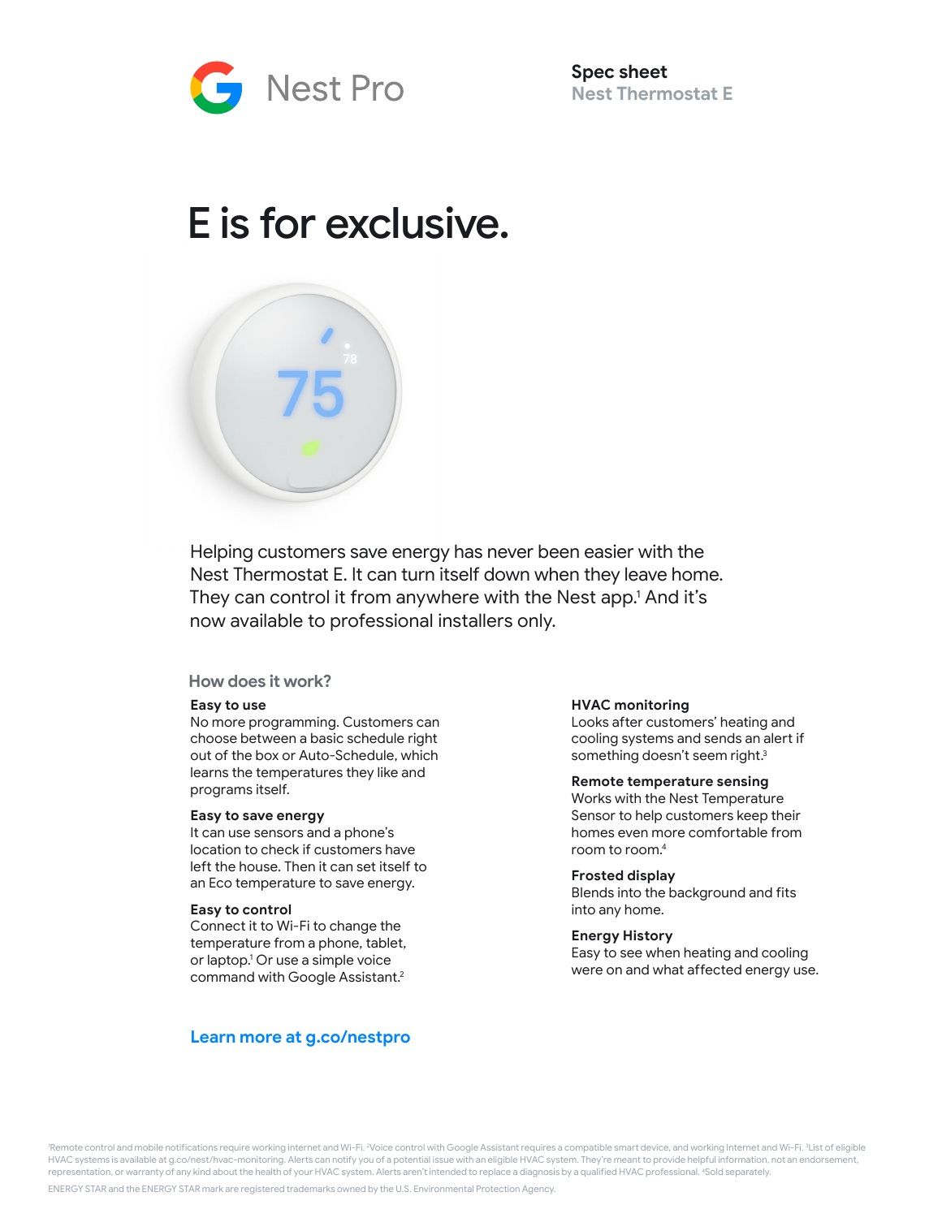Nest Pro

**Spec sheet**
**Nest Thermostat E**

# E is for exclusive.

Helping customers save energy has never been easier with the Nest Thermostat E. It can turn itself down when they leave home. They can control it from anywhere with the Nest app.[1] And it's now available to professional installers only.

## How does it work?

**Easy to use**
No more programming. Customers can choose between a basic schedule right out of the box or Auto-Schedule, which learns the temperatures they like and programs itself.

**Easy to save energy**
It can use sensors and a phone's location to check if customers have left the house. Then it can set itself to an Eco temperature to save energy.

**Easy to control**
Connect it to Wi-Fi to change the temperature from a phone, tablet, or laptop.[1] Or use a simple voice command with Google Assistant.[2]

**HVAC monitoring**
Looks after customers' heating and cooling systems and sends an alert if something doesn't seem right.[3]

**Remote temperature sensing**
Works with the Nest Temperature Sensor to help customers keep their homes even more comfortable from room to room.[4]

**Frosted display**
Blends into the background and fits into any home.

**Energy History**
Easy to see when heating and cooling were on and what affected energy use.

**Learn more at g.co/nestpro**

[1]Remote control and mobile notifications require working internet and Wi-Fi. [2]Voice control with Google Assistant requires a compatible smart device, and working Internet and Wi-Fi. [3]List of eligible HVAC systems is available at g.co/nest/hvac-monitoring. Alerts can notify you of a potential issue with an eligible HVAC system. They're meant to provide helpful information, not an endorsement, representation, or warranty of any kind about the health of your HVAC system. Alerts aren't intended to replace a diagnosis by a qualified HVAC professional. [4]Sold separately.

ENERGY STAR and the ENERGY STAR mark are registered trademarks owned by the U.S. Environmental Protection Agency.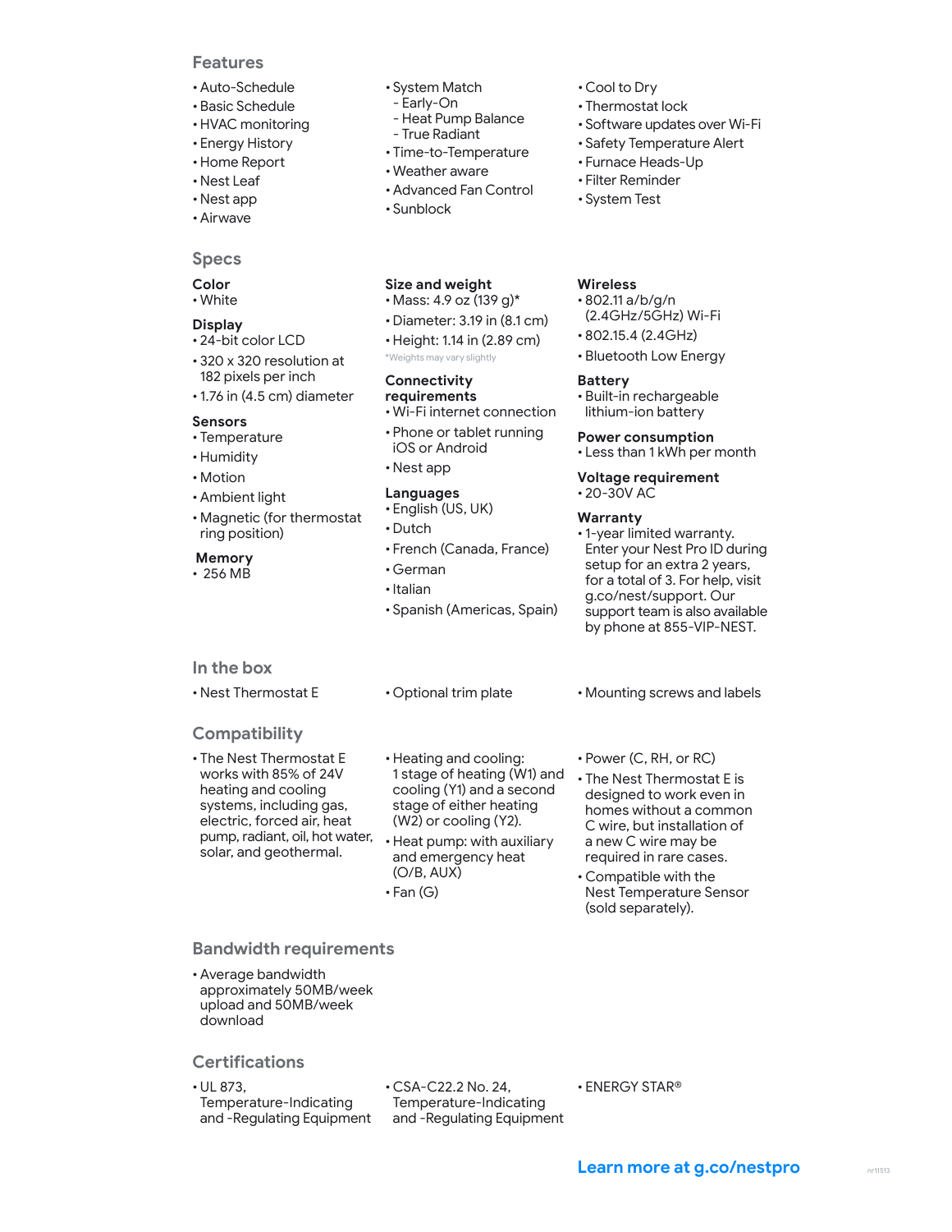## Features

- Auto-Schedule
- Basic Schedule
- HVAC monitoring
- Energy History
- Home Report
- Nest Leaf
- Nest app
- Airwave
- System Match
  - Early-On
  - Heat Pump Balance
  - True Radiant
- Time-to-Temperature
- Weather aware
- Advanced Fan Control
- Sunblock
- Cool to Dry
- Thermostat lock
- Software updates over Wi-Fi
- Safety Temperature Alert
- Furnace Heads-Up
- Filter Reminder
- System Test

## Specs

**Color**
- White

**Display**
- 24-bit color LCD
- 320 x 320 resolution at 182 pixels per inch
- 1.76 in (4.5 cm) diameter

**Sensors**
- Temperature
- Humidity
- Motion
- Ambient light
- Magnetic (for thermostat ring position)

**Memory**
- 256 MB

**Size and weight**
- Mass: 4.9 oz (139 g)*
- Diameter: 3.19 in (8.1 cm)
- Height: 1.14 in (2.89 cm)

*Weights may vary slightly

**Connectivity requirements**
- Wi-Fi internet connection
- Phone or tablet running iOS or Android
- Nest app

**Languages**
- English (US, UK)
- Dutch
- French (Canada, France)
- German
- Italian
- Spanish (Americas, Spain)

**Wireless**
- 802.11 a/b/g/n (2.4GHz/5GHz) Wi-Fi
- 802.15.4 (2.4GHz)
- Bluetooth Low Energy

**Battery**
- Built-in rechargeable lithium-ion battery

**Power consumption**
- Less than 1 kWh per month

**Voltage requirement**
- 20-30V AC

**Warranty**
- 1-year limited warranty. Enter your Nest Pro ID during setup for an extra 2 years, for a total of 3. For help, visit g.co/nest/support. Our support team is also available by phone at 855-VIP-NEST.

## In the box

- Nest Thermostat E
- Optional trim plate
- Mounting screws and labels

## Compatibility

- The Nest Thermostat E works with 85% of 24V heating and cooling systems, including gas, electric, forced air, heat pump, radiant, oil, hot water, solar, and geothermal.
- Heating and cooling: 1 stage of heating (W1) and cooling (Y1) and a second stage of either heating (W2) or cooling (Y2).
- Heat pump: with auxiliary and emergency heat (O/B, AUX)
- Fan (G)
- Power (C, RH, or RC)
- The Nest Thermostat E is designed to work even in homes without a common C wire, but installation of a new C wire may be required in rare cases.
- Compatible with the Nest Temperature Sensor (sold separately).

## Bandwidth requirements

- Average bandwidth approximately 50MB/week upload and 50MB/week download

## Certifications

- UL 873, Temperature-Indicating and -Regulating Equipment
- CSA-C22.2 No. 24, Temperature-Indicating and -Regulating Equipment
- ENERGY STAR®

**Learn more at g.co/nestpro**